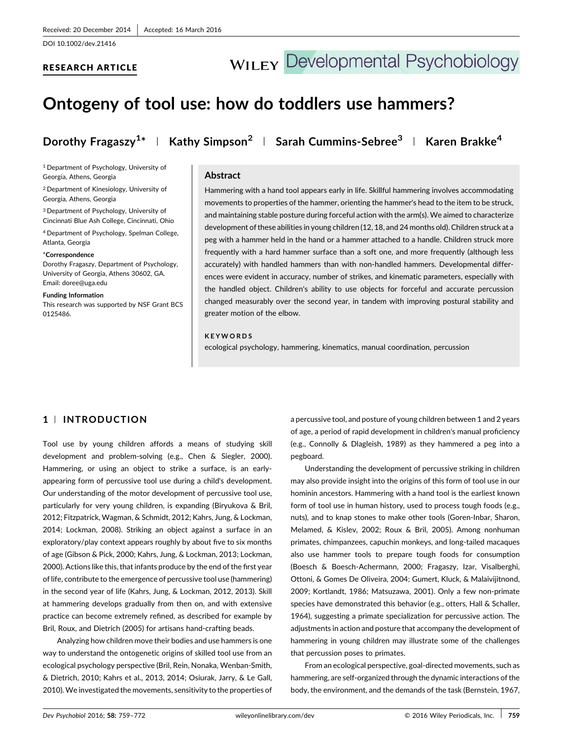Received: 20 December 2014 | Accepted: 16 March 2016

DOI 10.1002/dev.21416

RESEARCH ARTICLE

# Ontogeny of tool use: how do toddlers use hammers?

Dorothy Fragaszy[1]* | Kathy Simpson[2] | Sarah Cummins-Sebree[3] | Karen Brakke[4]

[1] Department of Psychology, University of Georgia, Athens, Georgia

[2] Department of Kinesiology, University of Georgia, Athens, Georgia

[3] Department of Psychology, University of Cincinnati Blue Ash College, Cincinnati, Ohio

[4] Department of Psychology, Spelman College, Atlanta, Georgia

***Correspondence**
Dorothy Fragaszy, Department of Psychology, University of Georgia, Athens 30602, GA.
Email: doree@uga.edu

**Funding Information**
This research was supported by NSF Grant BCS 0125486.

## Abstract

Hammering with a hand tool appears early in life. Skillful hammering involves accommodating movements to properties of the hammer, orienting the hammer's head to the item to be struck, and maintaining stable posture during forceful action with the arm(s). We aimed to characterize development of these abilities in young children (12, 18, and 24 months old). Children struck at a peg with a hammer held in the hand or a hammer attached to a handle. Children struck more frequently with a hard hammer surface than a soft one, and more frequently (although less accurately) with handled hammers than with non-handled hammers. Developmental differences were evident in accuracy, number of strikes, and kinematic parameters, especially with the handled object. Children's ability to use objects for forceful and accurate percussion changed measurably over the second year, in tandem with improving postural stability and greater motion of the elbow.

**KEYWORDS**

ecological psychology, hammering, kinematics, manual coordination, percussion

## 1 | INTRODUCTION

Tool use by young children affords a means of studying skill development and problem-solving (e.g., Chen & Siegler, 2000). Hammering, or using an object to strike a surface, is an early-appearing form of percussive tool use during a child's development. Our understanding of the motor development of percussive tool use, particularly for very young children, is expanding (Biryukova & Bril, 2012; Fitzpatrick, Wagman, & Schmidt, 2012; Kahrs, Jung, & Lockman, 2014; Lockman, 2008). Striking an object against a surface in an exploratory/play context appears roughly by about five to six months of age (Gibson & Pick, 2000; Kahrs, Jung, & Lockman, 2013; Lockman, 2000). Actions like this, that infants produce by the end of the first year of life, contribute to the emergence of percussive tool use (hammering) in the second year of life (Kahrs, Jung, & Lockman, 2012, 2013). Skill at hammering develops gradually from then on, and with extensive practice can become extremely refined, as described for example by Bril, Roux, and Dietrich (2005) for artisans hand-crafting beads.

Analyzing how children move their bodies and use hammers is one way to understand the ontogenetic origins of skilled tool use from an ecological psychology perspective (Bril, Rein, Nonaka, Wenban-Smith, & Dietrich, 2010; Kahrs et al., 2013, 2014; Osiurak, Jarry, & Le Gall, 2010). We investigated the movements, sensitivity to the properties of a percussive tool, and posture of young children between 1 and 2 years of age, a period of rapid development in children's manual proficiency (e.g., Connolly & Dlagleish, 1989) as they hammered a peg into a pegboard.

Understanding the development of percussive striking in children may also provide insight into the origins of this form of tool use in our hominin ancestors. Hammering with a hand tool is the earliest known form of tool use in human history, used to process tough foods (e.g., nuts), and to knap stones to make other tools (Goren-Inbar, Sharon, Melamed, & Kislev, 2002; Roux & Bril, 2005). Among nonhuman primates, chimpanzees, capuchin monkeys, and long-tailed macaques also use hammer tools to prepare tough foods for consumption (Boesch & Boesch-Achermann, 2000; Fragaszy, Izar, Visalberghi, Ottoni, & Gomes De Oliveira, 2004; Gumert, Kluck, & Malaivijitnond, 2009; Kortlandt, 1986; Matsuzawa, 2001). Only a few non-primate species have demonstrated this behavior (e.g., otters, Hall & Schaller, 1964), suggesting a primate specialization for percussive action. The adjustments in action and posture that accompany the development of hammering in young children may illustrate some of the challenges that percussion poses to primates.

From an ecological perspective, goal-directed movements, such as hammering, are self-organized through the dynamic interactions of the body, the environment, and the demands of the task (Bernstein, 1967,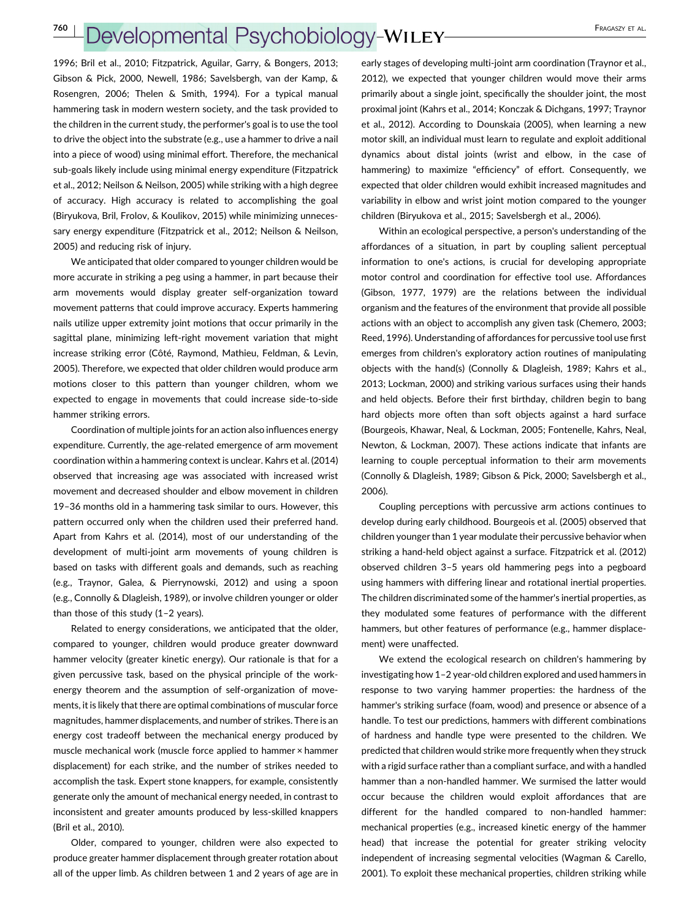1996; Bril et al., 2010; Fitzpatrick, Aguilar, Garry, & Bongers, 2013; Gibson & Pick, 2000, Newell, 1986; Savelsbergh, van der Kamp, & Rosengren, 2006; Thelen & Smith, 1994). For a typical manual hammering task in modern western society, and the task provided to the children in the current study, the performer's goal is to use the tool to drive the object into the substrate (e.g., use a hammer to drive a nail into a piece of wood) using minimal effort. Therefore, the mechanical sub-goals likely include using minimal energy expenditure (Fitzpatrick et al., 2012; Neilson & Neilson, 2005) while striking with a high degree of accuracy. High accuracy is related to accomplishing the goal (Biryukova, Bril, Frolov, & Koulikov, 2015) while minimizing unnecessary energy expenditure (Fitzpatrick et al., 2012; Neilson & Neilson, 2005) and reducing risk of injury.

We anticipated that older children compared to younger children would be more accurate in striking a peg using a hammer, in part because their arm movements would display greater self-organization toward movement patterns that could improve accuracy. Experts hammering nails utilize upper extremity joint motions that occur primarily in the sagittal plane, minimizing left-right movement variation that might increase striking error (Côté, Raymond, Mathieu, Feldman, & Levin, 2005). Therefore, we expected that older children would produce arm motions closer to this pattern than younger children, whom we expected to engage in movements that could increase side-to-side hammer striking errors.

Coordination of multiple joints for an action also influences energy expenditure. Currently, the age-related emergence of arm movement coordination within a hammering context is unclear. Kahrs et al. (2014) observed that increasing age was associated with increased wrist movement and decreased shoulder and elbow movement in children 19–36 months old in a hammering task similar to ours. However, this pattern occurred only when the children used their preferred hand. Apart from Kahrs et al. (2014), most of our understanding of the development of multi-joint arm movements of young children is based on tasks with different goals and demands, such as reaching (e.g., Traynor, Galea, & Pierrynowski, 2012) and using a spoon (e.g., Connolly & Dlagleish, 1989), or involve children younger or older than those of this study (1–2 years).

Related to energy considerations, we anticipated that the older, compared to younger, children would produce greater downward hammer velocity (greater kinetic energy). Our rationale is that for a given percussive task, based on the physical principle of the work-energy theorem and the assumption of self-organization of movements, it is likely that there are optimal combinations of muscular force magnitudes, hammer displacements, and number of strikes. There is an energy cost tradeoff between the mechanical energy produced by muscle mechanical work (muscle force applied to hammer × hammer displacement) for each strike, and the number of strikes needed to accomplish the task. Expert stone knappers, for example, consistently generate only the amount of mechanical energy needed, in contrast to inconsistent and greater amounts produced by less-skilled knappers (Bril et al., 2010).

Older, compared to younger, children were also expected to produce greater hammer displacement through greater rotation about all of the upper limb. As children between 1 and 2 years of age are in early stages of developing multi-joint arm coordination (Traynor et al., 2012), we expected that younger children would move their arms primarily about a single joint, specifically the shoulder joint, the most proximal joint (Kahrs et al., 2014; Konczak & Dichgans, 1997; Traynor et al., 2012). According to Dounskaia (2005), when learning a new motor skill, an individual must learn to regulate and exploit additional dynamics about distal joints (wrist and elbow, in the case of hammering) to maximize "efficiency" of effort. Consequently, we expected that older children would exhibit increased magnitudes and variability in elbow and wrist joint motion compared to the younger children (Biryukova et al., 2015; Savelsbergh et al., 2006).

Within an ecological perspective, a person's understanding of the affordances of a situation, in part by coupling salient perceptual information to one's actions, is crucial for developing appropriate motor control and coordination for effective tool use. Affordances (Gibson, 1977, 1979) are the relations between the individual organism and the features of the environment that provide all possible actions with an object to accomplish any given task (Chemero, 2003; Reed, 1996). Understanding of affordances for percussive tool use first emerges from children's exploratory action routines of manipulating objects with the hand(s) (Connolly & Dlagleish, 1989; Kahrs et al., 2013; Lockman, 2000) and striking various surfaces using their hands and held objects. Before their first birthday, children begin to bang hard objects more often than soft objects against a hard surface (Bourgeois, Khawar, Neal, & Lockman, 2005; Fontenelle, Kahrs, Neal, Newton, & Lockman, 2007). These actions indicate that infants are learning to couple perceptual information to their arm movements (Connolly & Dlagleish, 1989; Gibson & Pick, 2000; Savelsbergh et al., 2006).

Coupling perceptions with percussive arm actions continues to develop during early childhood. Bourgeois et al. (2005) observed that children younger than 1 year modulate their percussive behavior when striking a hand-held object against a surface. Fitzpatrick et al. (2012) observed children 3–5 years old hammering pegs into a pegboard using hammers with differing linear and rotational inertial properties. The children discriminated some of the hammer's inertial properties, as they modulated some features of performance with the different hammers, but other features of performance (e.g., hammer displacement) were unaffected.

We extend the ecological research on children's hammering by investigating how 1–2 year-old children explored and used hammers in response to two varying hammer properties: the hardness of the hammer's striking surface (foam, wood) and presence or absence of a handle. To test our predictions, hammers with different combinations of hardness and handle type were presented to the children. We predicted that children would strike more frequently when they struck with a rigid surface rather than a compliant surface, and with a handled hammer than a non-handled hammer. We surmised the latter would occur because the children would exploit affordances that are different for the handled compared to non-handled hammer: mechanical properties (e.g., increased kinetic energy of the hammer head) that increase the potential for greater striking velocity independent of increasing segmental velocities (Wagman & Carello, 2001). To exploit these mechanical properties, children striking while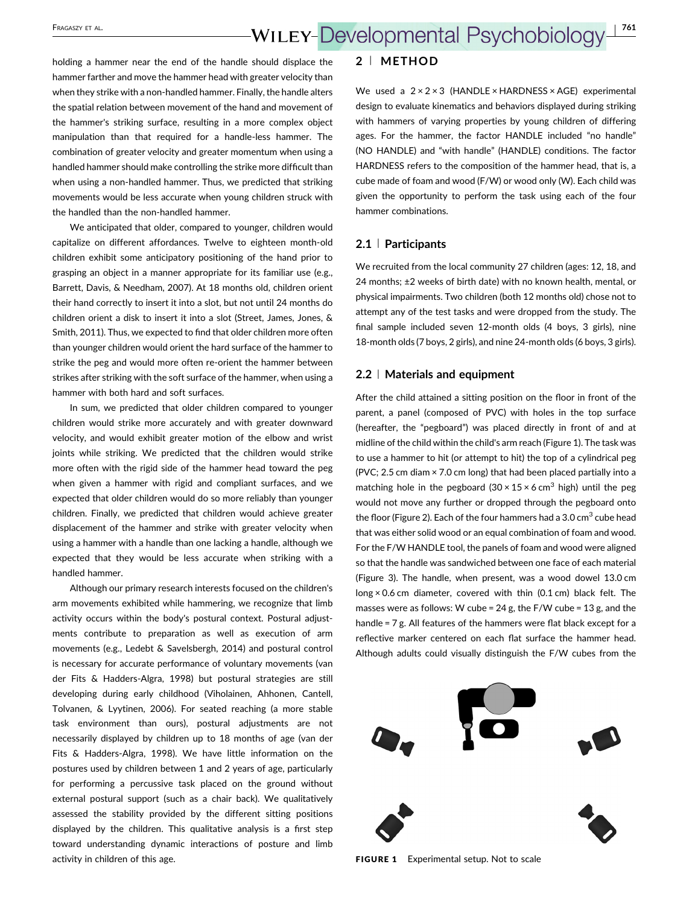holding a hammer near the end of the handle should displace the hammer farther and move the hammer head with greater velocity than when they strike with a non-handled hammer. Finally, the handle alters the spatial relation between movement of the hand and movement of the hammer's striking surface, resulting in a more complex object manipulation than that required for a handle-less hammer. The combination of greater velocity and greater momentum when using a handled hammer should make controlling the strike more difficult than when using a non-handled hammer. Thus, we predicted that striking movements would be less accurate when young children struck with the handled than the non-handled hammer.

We anticipated that older, compared to younger, children would capitalize on different affordances. Twelve to eighteen month-old children exhibit some anticipatory positioning of the hand prior to grasping an object in a manner appropriate for its familiar use (e.g., Barrett, Davis, & Needham, 2007). At 18 months old, children orient their hand correctly to insert it into a slot, but not until 24 months do children orient a disk to insert it into a slot (Street, James, Jones, & Smith, 2011). Thus, we expected to find that older children more often than younger children would orient the hard surface of the hammer to strike the peg and would more often re-orient the hammer between strikes after striking with the soft surface of the hammer, when using a hammer with both hard and soft surfaces.

In sum, we predicted that older children compared to younger children would strike more accurately and with greater downward velocity, and would exhibit greater motion of the elbow and wrist joints while striking. We predicted that the children would strike more often with the rigid side of the hammer head toward the peg when given a hammer with rigid and compliant surfaces, and we expected that older children would do so more reliably than younger children. Finally, we predicted that children would achieve greater displacement of the hammer and strike with greater velocity when using a hammer with a handle than one lacking a handle, although we expected that they would be less accurate when striking with a handled hammer.

Although our primary research interests focused on the children's arm movements exhibited while hammering, we recognize that limb activity occurs within the body's postural context. Postural adjustments contribute to preparation as well as execution of arm movements (e.g., Ledebt & Savelsbergh, 2014) and postural control is necessary for accurate performance of voluntary movements (van der Fits & Hadders-Algra, 1998) but postural strategies are still developing during early childhood (Viholainen, Ahhonen, Cantell, Tolvanen, & Lyytinen, 2006). For seated reaching (a more stable task environment than ours), postural adjustments are not necessarily displayed by children up to 18 months of age (van der Fits & Hadders-Algra, 1998). We have little information on the postures used by children between 1 and 2 years of age, particularly for performing a percussive task placed on the ground without external postural support (such as a chair back). We qualitatively assessed the stability provided by the different sitting positions displayed by the children. This qualitative analysis is a first step toward understanding dynamic interactions of posture and limb activity in children of this age.

## 2 | METHOD

We used a 2 × 2 × 3 (HANDLE × HARDNESS × AGE) experimental design to evaluate kinematics and behaviors displayed during striking with hammers of varying properties by young children of differing ages. For the hammer, the factor HANDLE included "no handle" (NO HANDLE) and "with handle" (HANDLE) conditions. The factor HARDNESS refers to the composition of the hammer head, that is, a cube made of foam and wood (F/W) or wood only (W). Each child was given the opportunity to perform the task using each of the four hammer combinations.

### 2.1 | Participants

We recruited from the local community 27 children (ages: 12, 18, and 24 months; ±2 weeks of birth date) with no known health, mental, or physical impairments. Two children (both 12 months old) chose not to attempt any of the test tasks and were dropped from the study. The final sample included seven 12-month olds (4 boys, 3 girls), nine 18-month olds (7 boys, 2 girls), and nine 24-month olds (6 boys, 3 girls).

### 2.2 | Materials and equipment

After the child attained a sitting position on the floor in front of the parent, a panel (composed of PVC) with holes in the top surface (hereafter, the "pegboard") was placed directly in front of and at midline of the child within the child's arm reach (Figure 1). The task was to use a hammer to hit (or attempt to hit) the top of a cylindrical peg (PVC; 2.5 cm diam × 7.0 cm long) that had been placed partially into a matching hole in the pegboard (30 × 15 × 6 cm$^3$ high) until the peg would not move any further or dropped through the pegboard onto the floor (Figure 2). Each of the four hammers had a 3.0 cm$^3$ cube head that was either solid wood or an equal combination of foam and wood. For the F/W HANDLE tool, the panels of foam and wood were aligned so that the handle was sandwiched between one face of each material (Figure 3). The handle, when present, was a wood dowel 13.0 cm long × 0.6 cm diameter, covered with thin (0.1 cm) black felt. The masses were as follows: W cube = 24 g, the F/W cube = 13 g, and the handle = 7 g. All features of the hammers were flat black except for a reflective marker centered on each flat surface the hammer head. Although adults could visually distinguish the F/W cubes from the

FIGURE 1 Experimental setup. Not to scale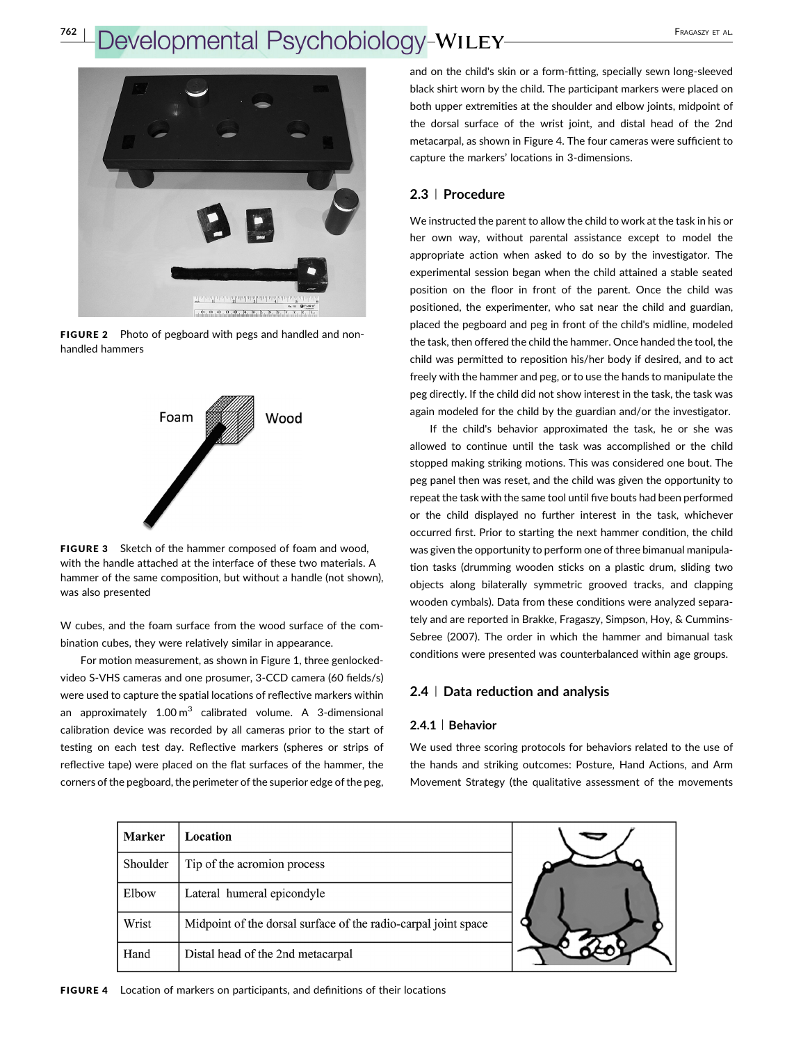FIGURE 2 Photo of pegboard with pegs and handled and non-handled hammers

Foam Wood

FIGURE 3 Sketch of the hammer composed of foam and wood, with the handle attached at the interface of these two materials. A hammer of the same composition, but without a handle (not shown), was also presented

W cubes, and the foam surface from the wood surface of the combination cubes, they were relatively similar in appearance.

For motion measurement, as shown in Figure 1, three genlocked-video S-VHS cameras and one prosumer, 3-CCD camera (60 fields/s) were used to capture the spatial locations of reflective markers within an approximately 1.00 $m^3$ calibrated volume. A 3-dimensional calibration device was recorded by all cameras prior to the start of testing on each test day. Reflective markers (spheres or strips of reflective tape) were placed on the flat surfaces of the hammer, the corners of the pegboard, the perimeter of the superior edge of the peg, and on the child's skin or a form-fitting, specially sewn long-sleeved black shirt worn by the child. The participant markers were placed on both upper extremities at the shoulder and elbow joints, midpoint of the dorsal surface of the wrist joint, and distal head of the 2nd metacarpal, as shown in Figure 4. The four cameras were sufficient to capture the markers' locations in 3-dimensions.

## 2.3 | Procedure

We instructed the parent to allow the child to work at the task in his or her own way, without parental assistance except to model the appropriate action when asked to do so by the investigator. The experimental session began when the child attained a stable seated position on the floor in front of the parent. Once the child was positioned, the experimenter, who sat near the child and guardian, placed the pegboard and peg in front of the child's midline, modeled the task, then offered the child the hammer. Once handed the tool, the child was permitted to reposition his/her body if desired, and to act freely with the hammer and peg, or to use the hands to manipulate the peg directly. If the child did not show interest in the task, the task was again modeled for the child by the guardian and/or the investigator.

If the child's behavior approximated the task, he or she was allowed to continue until the task was accomplished or the child stopped making striking motions. This was considered one bout. The peg panel then was reset, and the child was given the opportunity to repeat the task with the same tool until five bouts had been performed or the child displayed no further interest in the task, whichever occurred first. Prior to starting the next hammer condition, the child was given the opportunity to perform one of three bimanual manipulation tasks (drumming wooden sticks on a plastic drum, sliding two objects along bilaterally symmetric grooved tracks, and clapping wooden cymbals). Data from these conditions were analyzed separately and are reported in Brakke, Fragaszy, Simpson, Hoy, & Cummins-Sebree (2007). The order in which the hammer and bimanual task conditions were presented was counterbalanced within age groups.

## 2.4 | Data reduction and analysis

### 2.4.1 | Behavior

We used three scoring protocols for behaviors related to the use of the hands and striking outcomes: Posture, Hand Actions, and Arm Movement Strategy (the qualitative assessment of the movements

| Marker | Location |
|---|---|
| Shoulder | Tip of the acromion process |
| Elbow | Lateral humeral epicondyle |
| Wrist | Midpoint of the dorsal surface of the radio-carpal joint space |
| Hand | Distal head of the 2nd metacarpal |

FIGURE 4 Location of markers on participants, and definitions of their locations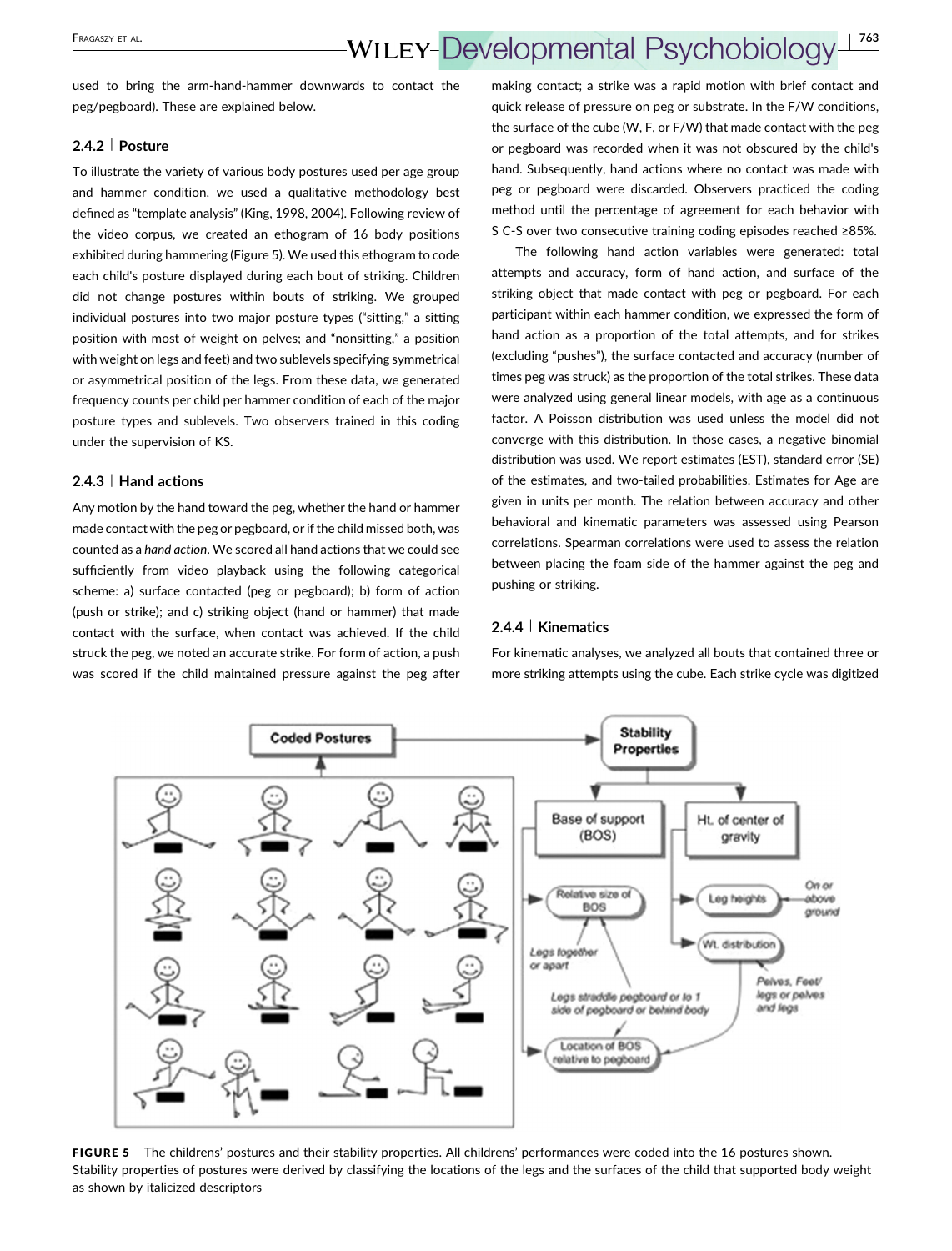used to bring the arm-hand-hammer downwards to contact the peg/pegboard). These are explained below.

### 2.4.2 | Posture

To illustrate the variety of various body postures used per age group and hammer condition, we used a qualitative methodology best defined as "template analysis" (King, 1998, 2004). Following review of the video corpus, we created an ethogram of 16 body positions exhibited during hammering (Figure 5). We used this ethogram to code each child's posture displayed during each bout of striking. Children did not change postures within bouts of striking. We grouped individual postures into two major posture types ("sitting," a sitting position with most of weight on pelves; and "nonsitting," a position with weight on legs and feet) and two sublevels specifying symmetrical or asymmetrical position of the legs. From these data, we generated frequency counts per child per hammer condition of each of the major posture types and sublevels. Two observers trained in this coding under the supervision of KS.

### 2.4.3 | Hand actions

Any motion by the hand toward the peg, whether the hand or hammer made contact with the peg or pegboard, or if the child missed both, was counted as a *hand action*. We scored all hand actions that we could see sufficiently from video playback using the following categorical scheme: a) surface contacted (peg or pegboard); b) form of action (push or strike); and c) striking object (hand or hammer) that made contact with the surface, when contact was achieved. If the child struck the peg, we noted an accurate strike. For form of action, a push was scored if the child maintained pressure against the peg after making contact; a strike was a rapid motion with brief contact and quick release of pressure on peg or substrate. In the F/W conditions, the surface of the cube (W, F, or F/W) that made contact with the peg or pegboard was recorded when it was not obscured by the child's hand. Subsequently, hand actions where no contact was made with peg or pegboard were discarded. Observers practiced the coding method until the percentage of agreement for each behavior with S C-S over two consecutive training coding episodes reached ≥85%.

The following hand action variables were generated: total attempts and accuracy, form of hand action, and surface of the striking object that made contact with peg or pegboard. For each participant within each hammer condition, we expressed the form of hand action as a proportion of the total attempts, and for strikes (excluding "pushes"), the surface contacted and accuracy (number of times peg was struck) as the proportion of the total strikes. These data were analyzed using general linear models, with age as a continuous factor. A Poisson distribution was used unless the model did not converge with this distribution. In those cases, a negative binomial distribution was used. We report estimates (EST), standard error (SE) of the estimates, and two-tailed probabilities. Estimates for Age are given in units per month. The relation between accuracy and other behavioral and kinematic parameters was assessed using Pearson correlations. Spearman correlations were used to assess the relation between placing the foam side of the hammer against the peg and pushing or striking.

### 2.4.4 | Kinematics

For kinematic analyses, we analyzed all bouts that contained three or more striking attempts using the cube. Each strike cycle was digitized

**FIGURE 5** The childrens' postures and their stability properties. All childrens' performances were coded into the 16 postures shown. Stability properties of postures were derived by classifying the locations of the legs and the surfaces of the child that supported body weight as shown by italicized descriptors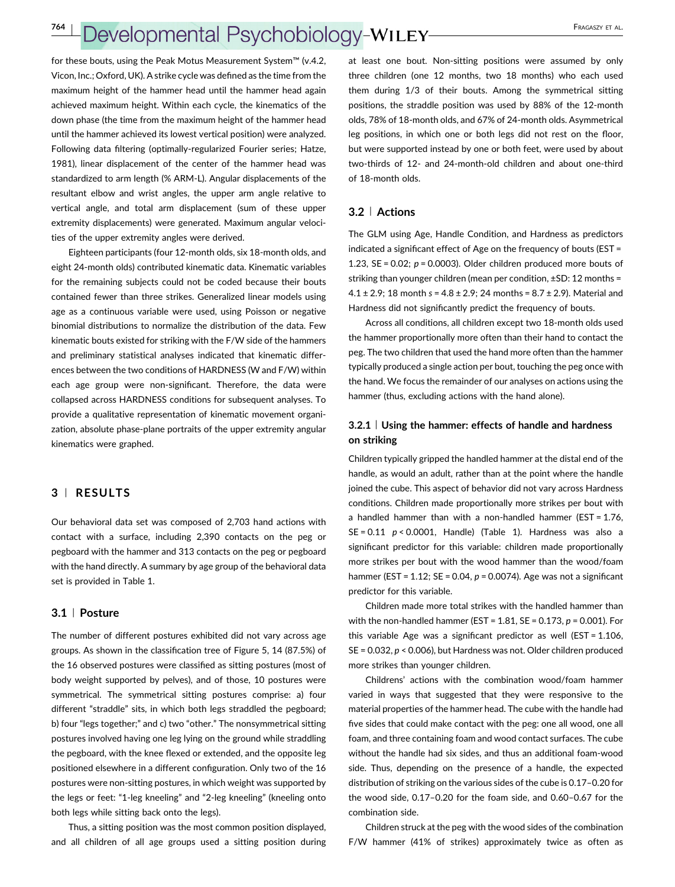for these bouts, using the Peak Motus Measurement System™ (v.4.2, Vicon, Inc.; Oxford, UK). A strike cycle was defined as the time from the maximum height of the hammer head until the hammer head again achieved maximum height. Within each cycle, the kinematics of the down phase (the time from the maximum height of the hammer head until the hammer achieved its lowest vertical position) were analyzed. Following data filtering (optimally-regularized Fourier series; Hatze, 1981), linear displacement of the center of the hammer head was standardized to arm length (% ARM-L). Angular displacements of the resultant elbow and wrist angles, the upper arm angle relative to vertical angle, and total arm displacement (sum of these upper extremity displacements) were generated. Maximum angular velocities of the upper extremity angles were derived.

Eighteen participants (four 12-month olds, six 18-month olds, and eight 24-month olds) contributed kinematic data. Kinematic variables for the remaining subjects could not be coded because their bouts contained fewer than three strikes. Generalized linear models using age as a continuous variable were used, using Poisson or negative binomial distributions to normalize the distribution of the data. Few kinematic bouts existed for striking with the F/W side of the hammers and preliminary statistical analyses indicated that kinematic differences between the two conditions of HARDNESS (W and F/W) within each age group were non-significant. Therefore, the data were collapsed across HARDNESS conditions for subsequent analyses. To provide a qualitative representation of kinematic movement organization, absolute phase-plane portraits of the upper extremity angular kinematics were graphed.

## 3 | RESULTS

Our behavioral data set was composed of 2,703 hand actions with contact with a surface, including 2,390 contacts on the peg or pegboard with the hammer and 313 contacts on the peg or pegboard with the hand directly. A summary by age group of the behavioral data set is provided in Table 1.

### 3.1 | Posture

The number of different postures exhibited did not vary across age groups. As shown in the classification tree of Figure 5, 14 (87.5%) of the 16 observed postures were classified as sitting postures (most of body weight supported by pelves), and of those, 10 postures were symmetrical. The symmetrical sitting postures comprise: a) four different "straddle" sits, in which both legs straddled the pegboard; b) four "legs together;" and c) two "other." The nonsymmetrical sitting postures involved having one leg lying on the ground while straddling the pegboard, with the knee flexed or extended, and the opposite leg positioned elsewhere in a different configuration. Only two of the 16 postures were non-sitting postures, in which weight was supported by the legs or feet: "1-leg kneeling" and "2-leg kneeling" (kneeling onto both legs while sitting back onto the legs).

Thus, a sitting position was the most common position displayed, and all children of all age groups used a sitting position during at least one bout. Non-sitting positions were assumed by only three children (one 12 months, two 18 months) who each used them during 1/3 of their bouts. Among the symmetrical sitting positions, the straddle position was used by 88% of the 12-month olds, 78% of 18-month olds, and 67% of 24-month olds. Asymmetrical leg positions, in which one or both legs did not rest on the floor, but were supported instead by one or both feet, were used by about two-thirds of 12- and 24-month-old children and about one-third of 18-month olds.

### 3.2 | Actions

The GLM using Age, Handle Condition, and Hardness as predictors indicated a significant effect of Age on the frequency of bouts (EST = 1.23, SE = 0.02; $p = 0.0003$). Older children produced more bouts of striking than younger children (mean per condition, ±SD: 12 months = 4.1 ± 2.9; 18 month s = 4.8 ± 2.9; 24 months = 8.7 ± 2.9). Material and Hardness did not significantly predict the frequency of bouts.

Across all conditions, all children except two 18-month olds used the hammer proportionally more often than their hand to contact the peg. The two children that used the hand more often than the hammer typically produced a single action per bout, touching the peg once with the hand. We focus the remainder of our analyses on actions using the hammer (thus, excluding actions with the hand alone).

#### 3.2.1 | Using the hammer: effects of handle and hardness on striking

Children typically gripped the handled hammer at the distal end of the handle, as would an adult, rather than at the point where the handle joined the cube. This aspect of behavior did not vary across Hardness conditions. Children made proportionally more strikes per bout with a handled hammer than with a non-handled hammer (EST = 1.76, SE = 0.11 $p < 0.0001$, Handle) (Table 1). Hardness was also a significant predictor for this variable: children made proportionally more strikes per bout with the wood hammer than the wood/foam hammer (EST = 1.12; SE = 0.04, $p = 0.0074$). Age was not a significant predictor for this variable.

Children made more total strikes with the handled hammer than with the non-handled hammer (EST = 1.81, SE = 0.173, $p = 0.001$). For this variable Age was a significant predictor as well (EST = 1.106, SE = 0.032, $p < 0.006$), but Hardness was not. Older children produced more strikes than younger children.

Childrens' actions with the combination wood/foam hammer varied in ways that suggested that they were responsive to the material properties of the hammer head. The cube with the handle had five sides that could make contact with the peg: one all wood, one all foam, and three containing foam and wood contact surfaces. The cube without the handle had six sides, and thus an additional foam-wood side. Thus, depending on the presence of a handle, the expected distribution of striking on the various sides of the cube is 0.17–0.20 for the wood side, 0.17–0.20 for the foam side, and 0.60–0.67 for the combination side.

Children struck at the peg with the wood sides of the combination F/W hammer (41% of strikes) approximately twice as often as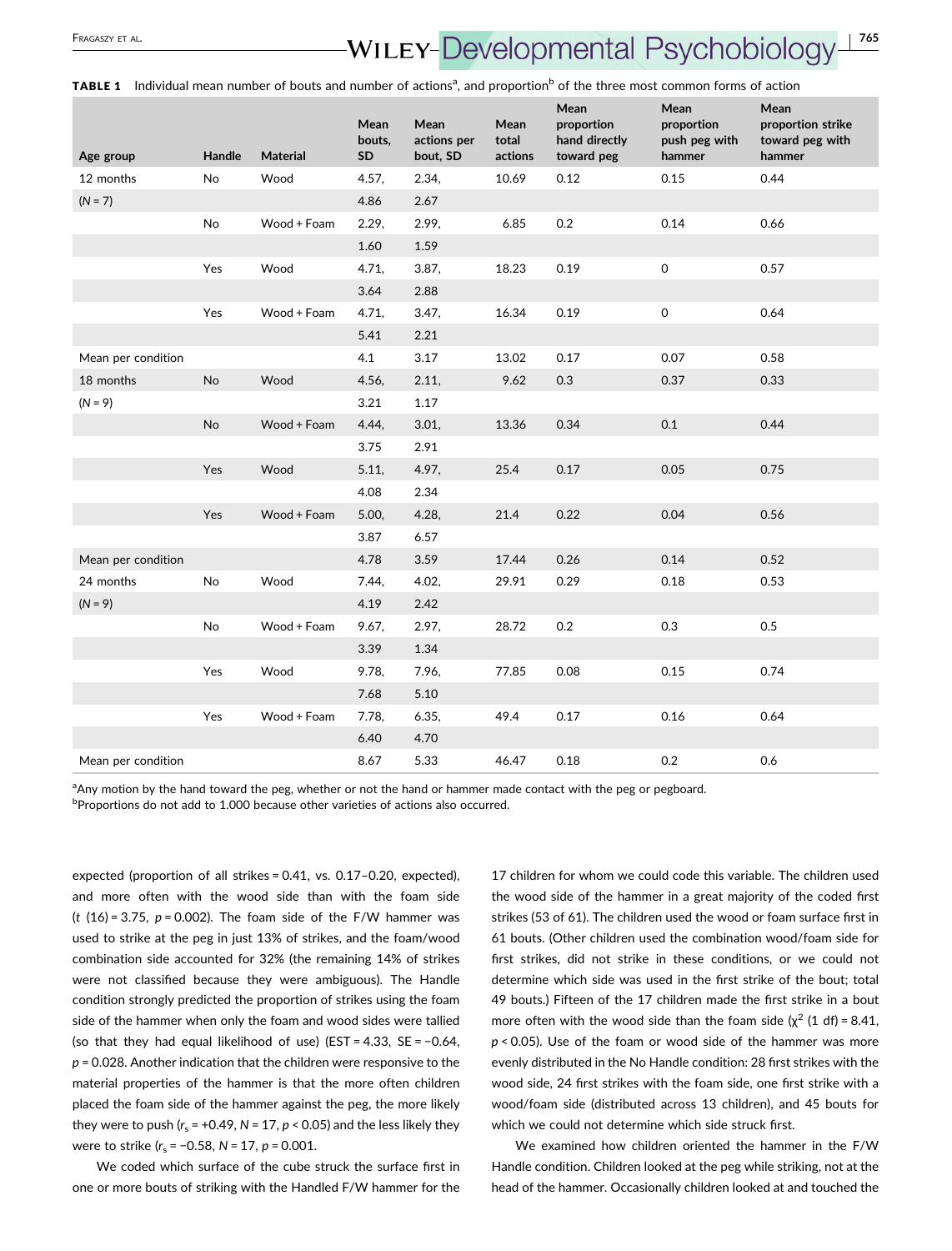**TABLE 1** Individual mean number of bouts and number of actions[a], and proportion[b] of the three most common forms of action

| Age group | Handle | Material | Mean bouts, SD | Mean actions per bout, SD | Mean total actions | Mean proportion hand directly toward peg | Mean proportion push peg with hammer | Mean proportion strike toward peg with hammer |
|---|---|---|---|---|---|---|---|---|
| 12 months | No | Wood | 4.57, | 2.34, | 10.69 | 0.12 | 0.15 | 0.44 |
| (*N* = 7) | | | 4.86 | 2.67 | | | | |
| | No | Wood + Foam | 2.29, | 2.99, | 6.85 | 0.2 | 0.14 | 0.66 |
| | | | 1.60 | 1.59 | | | | |
| | Yes | Wood | 4.71, | 3.87, | 18.23 | 0.19 | 0 | 0.57 |
| | | | 3.64 | 2.88 | | | | |
| | Yes | Wood + Foam | 4.71, | 3.47, | 16.34 | 0.19 | 0 | 0.64 |
| | | | 5.41 | 2.21 | | | | |
| Mean per condition | | | 4.1 | 3.17 | 13.02 | 0.17 | 0.07 | 0.58 |
| 18 months | No | Wood | 4.56, | 2.11, | 9.62 | 0.3 | 0.37 | 0.33 |
| (*N* = 9) | | | 3.21 | 1.17 | | | | |
| | No | Wood + Foam | 4.44, | 3.01, | 13.36 | 0.34 | 0.1 | 0.44 |
| | | | 3.75 | 2.91 | | | | |
| | Yes | Wood | 5.11, | 4.97, | 25.4 | 0.17 | 0.05 | 0.75 |
| | | | 4.08 | 2.34 | | | | |
| | Yes | Wood + Foam | 5.00, | 4.28, | 21.4 | 0.22 | 0.04 | 0.56 |
| | | | 3.87 | 6.57 | | | | |
| Mean per condition | | | 4.78 | 3.59 | 17.44 | 0.26 | 0.14 | 0.52 |
| 24 months | No | Wood | 7.44, | 4.02, | 29.91 | 0.29 | 0.18 | 0.53 |
| (*N* = 9) | | | 4.19 | 2.42 | | | | |
| | No | Wood + Foam | 9.67, | 2.97, | 28.72 | 0.2 | 0.3 | 0.5 |
| | | | 3.39 | 1.34 | | | | |
| | Yes | Wood | 9.78, | 7.96, | 77.85 | 0.08 | 0.15 | 0.74 |
| | | | 7.68 | 5.10 | | | | |
| | Yes | Wood + Foam | 7.78, | 6.35, | 49.4 | 0.17 | 0.16 | 0.64 |
| | | | 6.40 | 4.70 | | | | |
| Mean per condition | | | 8.67 | 5.33 | 46.47 | 0.18 | 0.2 | 0.6 |

[a]Any motion by the hand toward the peg, whether or not the hand or hammer made contact with the peg or pegboard.
[b]Proportions do not add to 1.000 because other varieties of actions also occurred.

expected (proportion of all strikes = 0.41, vs. 0.17–0.20, expected), and more often with the wood side than with the foam side ($t$ (16) = 3.75, $p = 0.002$). The foam side of the F/W hammer was used to strike at the peg in just 13% of strikes, and the foam/wood combination side accounted for 32% (the remaining 14% of strikes were not classified because they were ambiguous). The Handle condition strongly predicted the proportion of strikes using the foam side of the hammer when only the foam and wood sides were tallied (so that they had equal likelihood of use) (EST = 4.33, SE = −0.64, $p = 0.028$. Another indication that the children were responsive to the material properties of the hammer is that the more often children placed the foam side of the hammer against the peg, the more likely they were to push ($r_s = +0.49$, $N = 17$, $p < 0.05$) and the less likely they were to strike ($r_s = -0.58$, $N = 17$, $p = 0.001$.

We coded which surface of the cube struck the surface first in one or more bouts of striking with the Handled F/W hammer for the 17 children for whom we could code this variable. The children used the wood side of the hammer in a great majority of the coded first strikes (53 of 61). The children used the wood or foam surface first in 61 bouts. (Other children used the combination wood/foam side for first strikes, did not strike in these conditions, or we could not determine which side was used in the first strike of the bout; total 49 bouts.) Fifteen of the 17 children made the first strike in a bout more often with the wood side than the foam side ($\chi^2$ (1 df) = 8.41, $p < 0.05$). Use of the foam or wood side of the hammer was more evenly distributed in the No Handle condition: 28 first strikes with the wood side, 24 first strikes with the foam side, one first strike with a wood/foam side (distributed across 13 children), and 45 bouts for which we could not determine which side struck first.

We examined how children oriented the hammer in the F/W Handle condition. Children looked at the peg while striking, not at the head of the hammer. Occasionally children looked at and touched the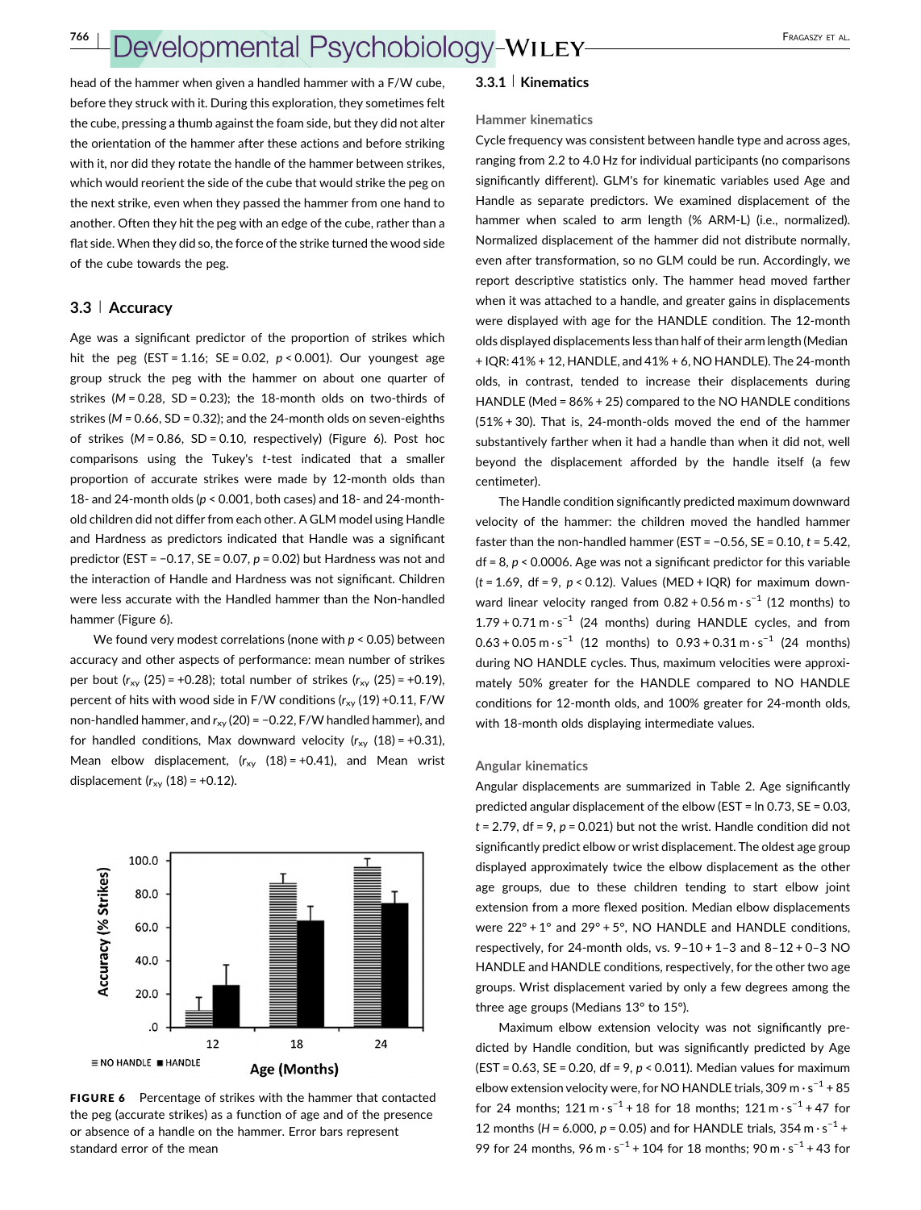head of the hammer when given a handled hammer with a F/W cube, before they struck with it. During this exploration, they sometimes felt the cube, pressing a thumb against the foam side, but they did not alter the orientation of the hammer after these actions and before striking with it, nor did they rotate the handle of the hammer between strikes, which would reorient the side of the cube that would strike the peg on the next strike, even when they passed the hammer from one hand to another. Often they hit the peg with an edge of the cube, rather than a flat side. When they did so, the force of the strike turned the wood side of the cube towards the peg.

### 3.3 | Accuracy

Age was a significant predictor of the proportion of strikes which hit the peg (EST = 1.16; SE = 0.02, $p < 0.001$). Our youngest age group struck the peg with the hammer on about one quarter of strikes ($M = 0.28$, SD = 0.23); the 18-month olds on two-thirds of strikes ($M = 0.66$, SD = 0.32); and the 24-month olds on seven-eighths of strikes ($M = 0.86$, SD = 0.10, respectively) (Figure 6). Post hoc comparisons using the Tukey's *t*-test indicated that a smaller proportion of accurate strikes were made by 12-month olds than 18- and 24-month olds ($p < 0.001$, both cases) and 18- and 24-month-old children did not differ from each other. A GLM model using Handle and Hardness as predictors indicated that Handle was a significant predictor (EST = −0.17, SE = 0.07, $p = 0.02$) but Hardness was not and the interaction of Handle and Hardness was not significant. Children were less accurate with the Handled hammer than the Non-handled hammer (Figure 6).

We found very modest correlations (none with $p < 0.05$) between accuracy and other aspects of performance: mean number of strikes per bout ($r_{xy}$ (25) = +0.28); total number of strikes ($r_{xy}$ (25) = +0.19), percent of hits with wood side in F/W conditions ($r_{xy}$ (19) +0.11, F/W non-handled hammer, and $r_{xy}$ (20) = −0.22, F/W handled hammer), and for handled conditions, Max downward velocity ($r_{xy}$ (18) = +0.31), Mean elbow displacement, ($r_{xy}$ (18) = +0.41), and Mean wrist displacement ($r_{xy}$ (18) = +0.12).

**FIGURE 6** Percentage of strikes with the hammer that contacted the peg (accurate strikes) as a function of age and of the presence or absence of a handle on the hammer. Error bars represent standard error of the mean

#### 3.3.1 | Kinematics

**Hammer kinematics**

Cycle frequency was consistent between handle type and across ages, ranging from 2.2 to 4.0 Hz for individual participants (no comparisons significantly different). GLM's for kinematic variables used Age and Handle as separate predictors. We examined displacement of the hammer when scaled to arm length (% ARM-L) (i.e., normalized). Normalized displacement of the hammer did not distribute normally, even after transformation, so no GLM could be run. Accordingly, we report descriptive statistics only. The hammer head moved farther when it was attached to a handle, and greater gains in displacements were displayed with age for the HANDLE condition. The 12-month olds displayed displacements less than half of their arm length (Median + IQR: 41% + 12, HANDLE, and 41% + 6, NO HANDLE). The 24-month olds, in contrast, tended to increase their displacements during HANDLE (Med = 86% + 25) compared to the NO HANDLE conditions (51% + 30). That is, 24-month-olds moved the end of the hammer substantively farther when it had a handle than when it did not, well beyond the displacement afforded by the handle itself (a few centimeter).

The Handle condition significantly predicted maximum downward velocity of the hammer: the children moved the handled hammer faster than the non-handled hammer (EST = −0.56, SE = 0.10, $t = 5.42$, df = 8, $p < 0.0006$. Age was not a significant predictor for this variable ($t = 1.69$, df = 9, $p < 0.12$). Values (MED + IQR) for maximum downward linear velocity ranged from 0.82 + 0.56 $m \cdot s^{-1}$ (12 months) to 1.79 + 0.71 $m \cdot s^{-1}$ (24 months) during HANDLE cycles, and from 0.63 + 0.05 $m \cdot s^{-1}$ (12 months) to 0.93 + 0.31 $m \cdot s^{-1}$ (24 months) during NO HANDLE cycles. Thus, maximum velocities were approximately 50% greater for the HANDLE compared to NO HANDLE conditions for 12-month olds, and 100% greater for 24-month olds, with 18-month olds displaying intermediate values.

**Angular kinematics**

Angular displacements are summarized in Table 2. Age significantly predicted angular displacement of the elbow (EST = ln 0.73, SE = 0.03, $t = 2.79$, df = 9, $p = 0.021$) but not the wrist. Handle condition did not significantly predict elbow or wrist displacement. The oldest age group displayed approximately twice the elbow displacement as the other age groups, due to these children tending to start elbow joint extension from a more flexed position. Median elbow displacements were 22° + 1° and 29° + 5°, NO HANDLE and HANDLE conditions, respectively, for 24-month olds, vs. 9–10 + 1–3 and 8–12 + 0–3 NO HANDLE and HANDLE conditions, respectively, for the other two age groups. Wrist displacement varied by only a few degrees among the three age groups (Medians 13° to 15°).

Maximum elbow extension velocity was not significantly predicted by Handle condition, but was significantly predicted by Age (EST = 0.63, SE = 0.20, df = 9, $p < 0.011$). Median values for maximum elbow extension velocity were, for NO HANDLE trials, 309 $m \cdot s^{-1}$ + 85 for 24 months; 121 $m \cdot s^{-1}$ + 18 for 18 months; 121 $m \cdot s^{-1}$ + 47 for 12 months ($H = 6.000$, $p = 0.05$) and for HANDLE trials, 354 $m \cdot s^{-1}$ + 99 for 24 months, 96 $m \cdot s^{-1}$ + 104 for 18 months; 90 $m \cdot s^{-1}$ + 43 for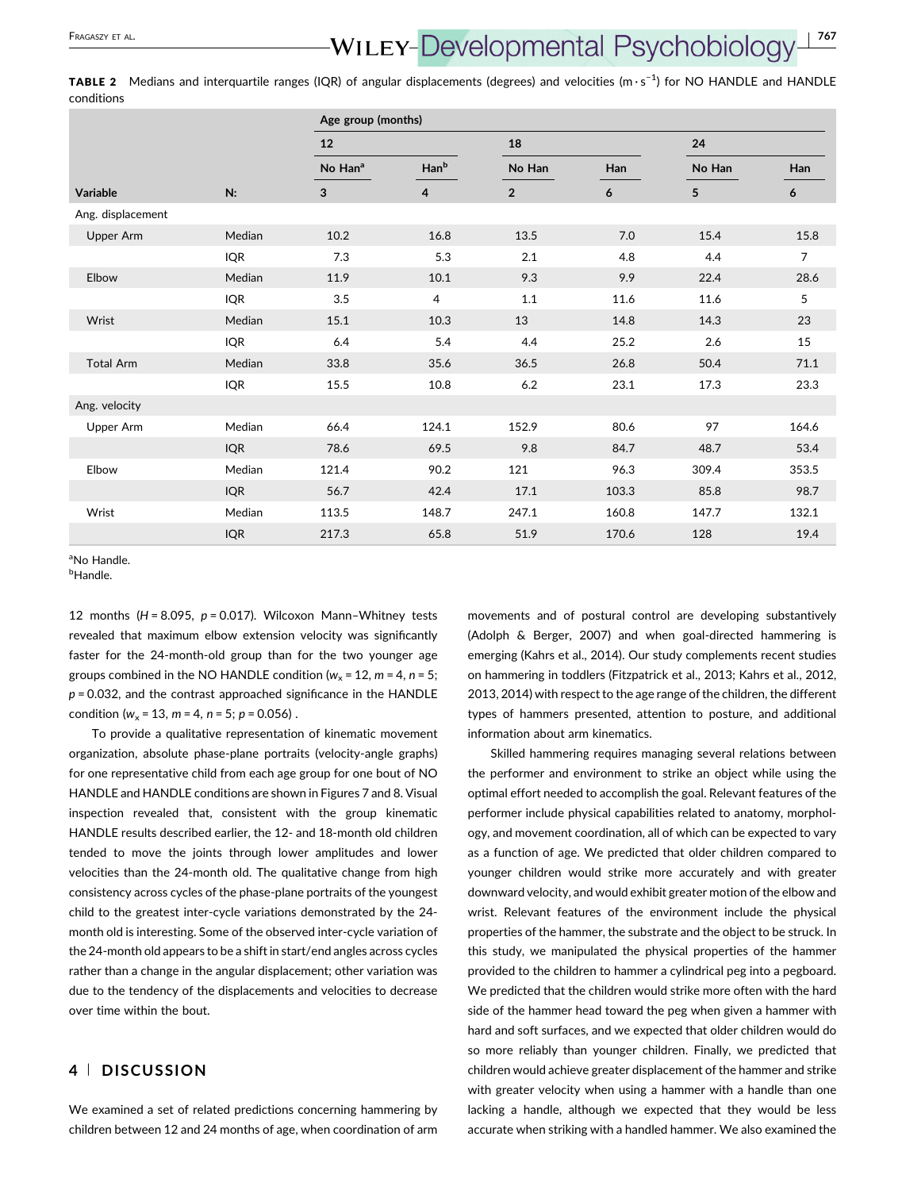**TABLE 2** Medians and interquartile ranges (IQR) of angular displacements (degrees) and velocities ($m \cdot s^{-1}$) for NO HANDLE and HANDLE conditions

| | | Age group (months) | | | | | |
|---|---|---|---|---|---|---|---|
| | | 12 | | 18 | | 24 | |
| | | No Han[a] | Han[b] | No Han | Han | No Han | Han |
| Variable | N: | 3 | 4 | 2 | 6 | 5 | 6 |
| Ang. displacement | | | | | | | |
| Upper Arm | Median | 10.2 | 16.8 | 13.5 | 7.0 | 15.4 | 15.8 |
| | IQR | 7.3 | 5.3 | 2.1 | 4.8 | 4.4 | 7 |
| Elbow | Median | 11.9 | 10.1 | 9.3 | 9.9 | 22.4 | 28.6 |
| | IQR | 3.5 | 4 | 1.1 | 11.6 | 11.6 | 5 |
| Wrist | Median | 15.1 | 10.3 | 13 | 14.8 | 14.3 | 23 |
| | IQR | 6.4 | 5.4 | 4.4 | 25.2 | 2.6 | 15 |
| Total Arm | Median | 33.8 | 35.6 | 36.5 | 26.8 | 50.4 | 71.1 |
| | IQR | 15.5 | 10.8 | 6.2 | 23.1 | 17.3 | 23.3 |
| Ang. velocity | | | | | | | |
| Upper Arm | Median | 66.4 | 124.1 | 152.9 | 80.6 | 97 | 164.6 |
| | IQR | 78.6 | 69.5 | 9.8 | 84.7 | 48.7 | 53.4 |
| Elbow | Median | 121.4 | 90.2 | 121 | 96.3 | 309.4 | 353.5 |
| | IQR | 56.7 | 42.4 | 17.1 | 103.3 | 85.8 | 98.7 |
| Wrist | Median | 113.5 | 148.7 | 247.1 | 160.8 | 147.7 | 132.1 |
| | IQR | 217.3 | 65.8 | 51.9 | 170.6 | 128 | 19.4 |

[a]No Handle.
[b]Handle.

12 months ($H = 8.095$, $p = 0.017$). Wilcoxon Mann–Whitney tests revealed that maximum elbow extension velocity was significantly faster for the 24-month-old group than for the two younger age groups combined in the NO HANDLE condition ($w_x = 12$, $m = 4$, $n = 5$; $p = 0.032$, and the contrast approached significance in the HANDLE condition ($w_x = 13$, $m = 4$, $n = 5$; $p = 0.056$) .

To provide a qualitative representation of kinematic movement organization, absolute phase-plane portraits (velocity-angle graphs) for one representative child from each age group for one bout of NO HANDLE and HANDLE conditions are shown in Figures 7 and 8. Visual inspection revealed that, consistent with the group kinematic HANDLE results described earlier, the 12- and 18-month old children tended to move the joints through lower amplitudes and lower velocities than the 24-month old. The qualitative change from high consistency across cycles of the phase-plane portraits of the youngest child to the greatest inter-cycle variations demonstrated by the 24-month old is interesting. Some of the observed inter-cycle variation of the 24-month old appears to be a shift in start/end angles across cycles rather than a change in the angular displacement; other variation was due to the tendency of the displacements and velocities to decrease over time within the bout.

## 4 | DISCUSSION

We examined a set of related predictions concerning hammering by children between 12 and 24 months of age, when coordination of arm movements and of postural control are developing substantively (Adolph & Berger, 2007) and when goal-directed hammering is emerging (Kahrs et al., 2014). Our study complements recent studies on hammering in toddlers (Fitzpatrick et al., 2013; Kahrs et al., 2012, 2013, 2014) with respect to the age range of the children, the different types of hammers presented, attention to posture, and additional information about arm kinematics.

Skilled hammering requires managing several relations between the performer and environment to strike an object while using the optimal effort needed to accomplish the goal. Relevant features of the performer include physical capabilities related to anatomy, morphology, and movement coordination, all of which can be expected to vary as a function of age. We predicted that older children compared to younger children would strike more accurately and with greater downward velocity, and would exhibit greater motion of the elbow and wrist. Relevant features of the environment include the physical properties of the hammer, the substrate and the object to be struck. In this study, we manipulated the physical properties of the hammer provided to the children to hammer a cylindrical peg into a pegboard. We predicted that the children would strike more often with the hard side of the hammer head toward the peg when given a hammer with hard and soft surfaces, and we expected that older children would do so more reliably than younger children. Finally, we predicted that children would achieve greater displacement of the hammer and strike with greater velocity when using a hammer with a handle than one lacking a handle, although we expected that they would be less accurate when striking with a handled hammer. We also examined the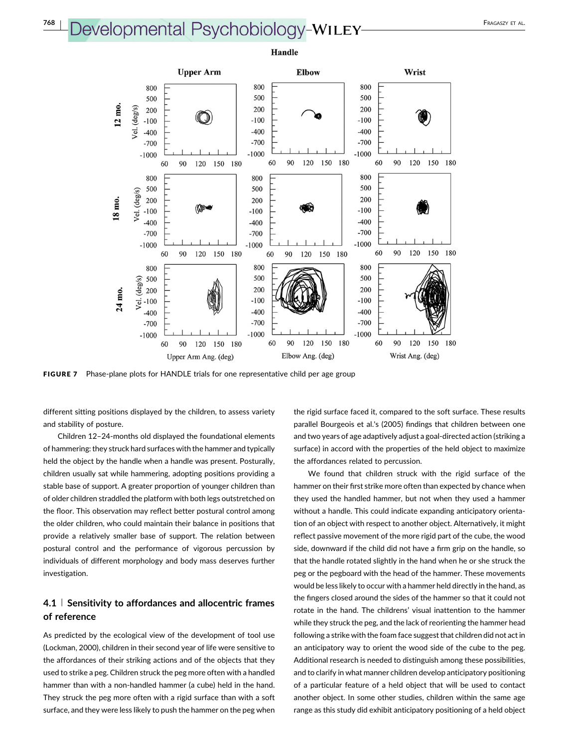FIGURE 7 Phase-plane plots for HANDLE trials for one representative child per age group

different sitting positions displayed by the children, to assess variety and stability of posture.

Children 12–24-months old displayed the foundational elements of hammering: they struck hard surfaces with the hammer and typically held the object by the handle when a handle was present. Posturally, children usually sat while hammering, adopting positions providing a stable base of support. A greater proportion of younger children than of older children straddled the platform with both legs outstretched on the floor. This observation may reflect better postural control among the older children, who could maintain their balance in positions that provide a relatively smaller base of support. The relation between postural control and the performance of vigorous percussion by individuals of different morphology and body mass deserves further investigation.

### 4.1 | Sensitivity to affordances and allocentric frames of reference

As predicted by the ecological view of the development of tool use (Lockman, 2000), children in their second year of life were sensitive to the affordances of their striking actions and of the objects that they used to strike a peg. Children struck the peg more often with a handled hammer than with a non-handled hammer (a cube) held in the hand. They struck the peg more often with a rigid surface than with a soft surface, and they were less likely to push the hammer on the peg when the rigid surface faced it, compared to the soft surface. These results parallel Bourgeois et al.'s (2005) findings that children between one and two years of age adaptively adjust a goal-directed action (striking a surface) in accord with the properties of the held object to maximize the affordances related to percussion.

We found that children struck with the rigid surface of the hammer on their first strike more often than expected by chance when they used the handled hammer, but not when they used a hammer without a handle. This could indicate expanding anticipatory orientation of an object with respect to another object. Alternatively, it might reflect passive movement of the more rigid part of the cube, the wood side, downward if the child did not have a firm grip on the handle, so that the handle rotated slightly in the hand when he or she struck the peg or the pegboard with the head of the hammer. These movements would be less likely to occur with a hammer held directly in the hand, as the fingers closed around the sides of the hammer so that it could not rotate in the hand. The childrens' visual inattention to the hammer while they struck the peg, and the lack of reorienting the hammer head following a strike with the foam face suggest that children did not act in an anticipatory way to orient the wood side of the cube to the peg. Additional research is needed to distinguish among these possibilities, and to clarify in what manner children develop anticipatory positioning of a particular feature of a held object that will be used to contact another object. In some other studies, children within the same age range as this study did exhibit anticipatory positioning of a held object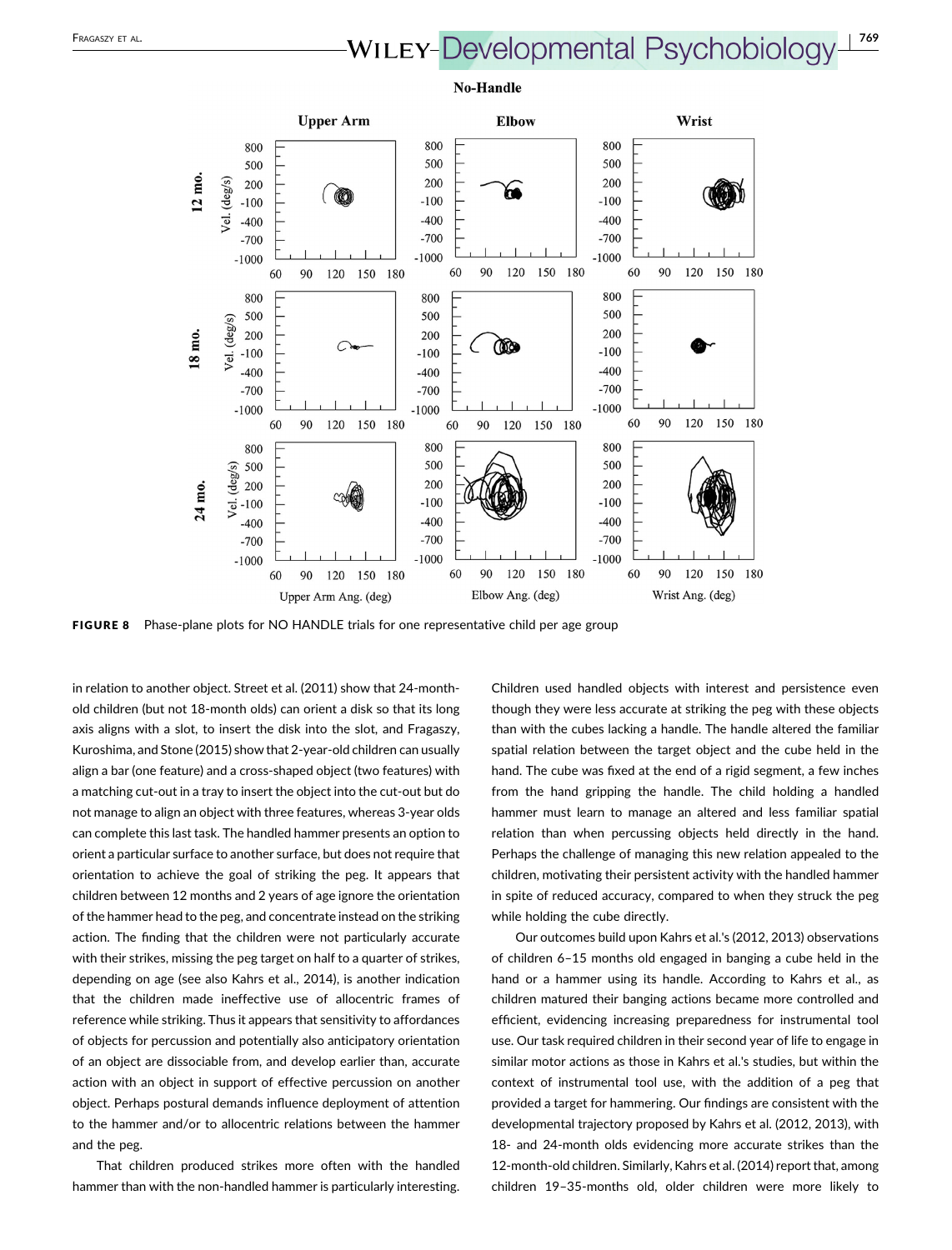**FIGURE 8** Phase-plane plots for NO HANDLE trials for one representative child per age group

in relation to another object. Street et al. (2011) show that 24-month-old children (but not 18-month olds) can orient a disk so that its long axis aligns with a slot, to insert the disk into the slot, and Fragaszy, Kuroshima, and Stone (2015) show that 2-year-old children can usually align a bar (one feature) and a cross-shaped object (two features) with a matching cut-out in a tray to insert the object into the cut-out but do not manage to align an object with three features, whereas 3-year olds can complete this last task. The handled hammer presents an option to orient a particular surface to another surface, but does not require that orientation to achieve the goal of striking the peg. It appears that children between 12 months and 2 years of age ignore the orientation of the hammer head to the peg, and concentrate instead on the striking action. The finding that the children were not particularly accurate with their strikes, missing the peg target on half to a quarter of strikes, depending on age (see also Kahrs et al., 2014), is another indication that the children made ineffective use of allocentric frames of reference while striking. Thus it appears that sensitivity to affordances of objects for percussion and potentially also anticipatory orientation of an object are dissociable from, and develop earlier than, accurate action with an object in support of effective percussion on another object. Perhaps postural demands influence deployment of attention to the hammer and/or to allocentric relations between the hammer and the peg.

That children produced strikes more often with the handled hammer than with the non-handled hammer is particularly interesting. Children used handled objects with interest and persistence even though they were less accurate at striking the peg with these objects than with the cubes lacking a handle. The handle altered the familiar spatial relation between the target object and the cube held in the hand. The cube was fixed at the end of a rigid segment, a few inches from the hand gripping the handle. The child holding a handled hammer must learn to manage an altered and less familiar spatial relation than when percussing objects held directly in the hand. Perhaps the challenge of managing this new relation appealed to the children, motivating their persistent activity with the handled hammer in spite of reduced accuracy, compared to when they struck the peg while holding the cube directly.

Our outcomes build upon Kahrs et al.'s (2012, 2013) observations of children 6–15 months old engaged in banging a cube held in the hand or a hammer using its handle. According to Kahrs et al., as children matured their banging actions became more controlled and efficient, evidencing increasing preparedness for instrumental tool use. Our task required children in their second year of life to engage in similar motor actions as those in Kahrs et al.'s studies, but within the context of instrumental tool use, with the addition of a peg that provided a target for hammering. Our findings are consistent with the developmental trajectory proposed by Kahrs et al. (2012, 2013), with 18- and 24-month olds evidencing more accurate strikes than the 12-month-old children. Similarly, Kahrs et al. (2014) report that, among children 19–35-months old, older children were more likely to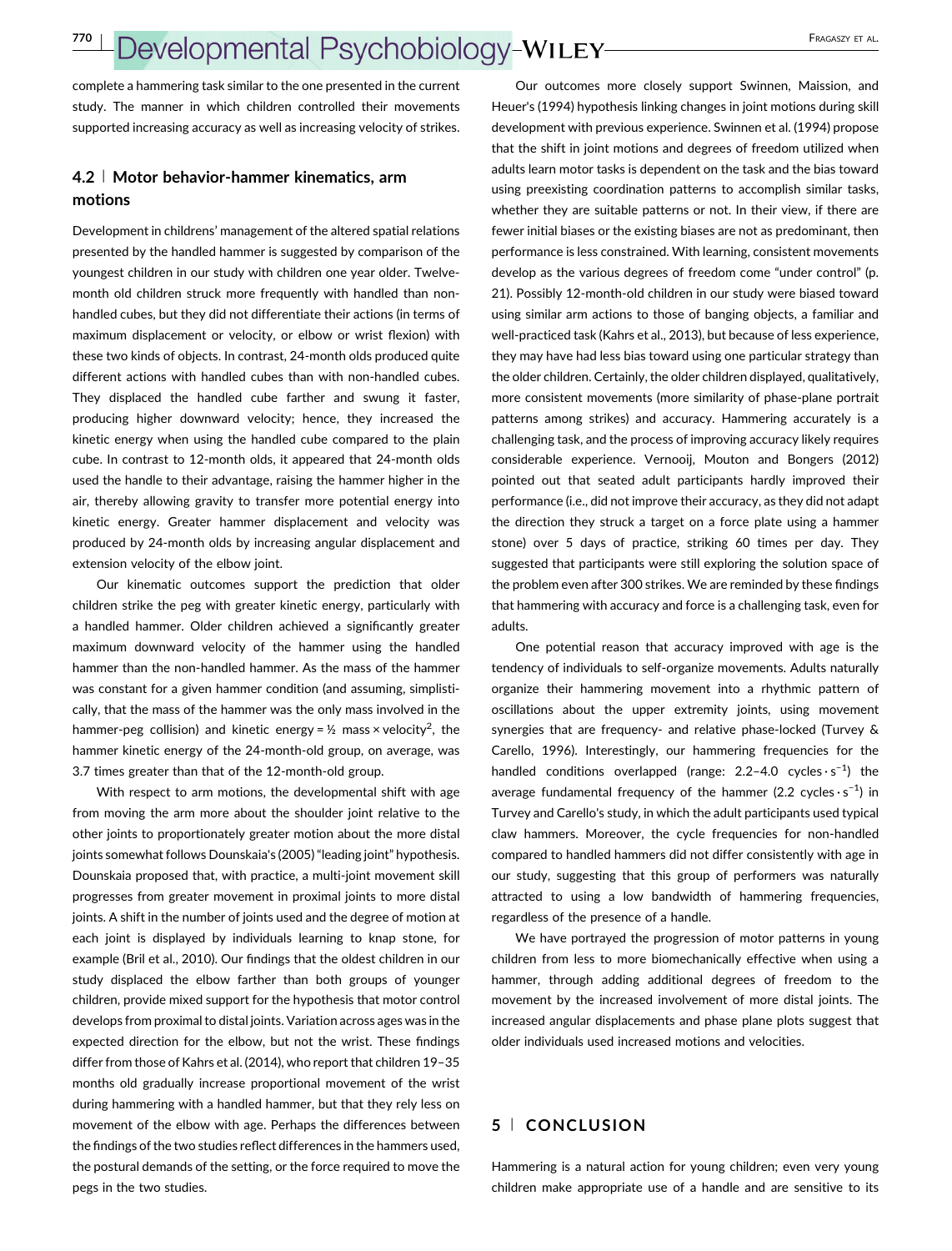complete a hammering task similar to the one presented in the current study. The manner in which children controlled their movements supported increasing accuracy as well as increasing velocity of strikes.

### 4.2 | Motor behavior-hammer kinematics, arm motions

Development in childrens' management of the altered spatial relations presented by the handled hammer is suggested by comparison of the youngest children in our study with children one year older. Twelve-month old children struck more frequently with handled than non-handled cubes, but they did not differentiate their actions (in terms of maximum displacement or velocity, or elbow or wrist flexion) with these two kinds of objects. In contrast, 24-month olds produced quite different actions with handled cubes than with non-handled cubes. They displaced the handled cube farther and swung it faster, producing higher downward velocity; hence, they increased the kinetic energy when using the handled cube compared to the plain cube. In contrast to 12-month olds, it appeared that 24-month olds used the handle to their advantage, raising the hammer higher in the air, thereby allowing gravity to transfer more potential energy into kinetic energy. Greater hammer displacement and velocity was produced by 24-month olds by increasing angular displacement and extension velocity of the elbow joint.

Our kinematic outcomes support the prediction that older children strike the peg with greater kinetic energy, particularly with a handled hammer. Older children achieved a significantly greater maximum downward velocity of the hammer using the handled hammer than the non-handled hammer. As the mass of the hammer was constant for a given hammer condition (and assuming, simplistically, that the mass of the hammer was the only mass involved in the hammer-peg collision) and kinetic energy = ½ mass × velocity$^2$, the hammer kinetic energy of the 24-month-old group, on average, was 3.7 times greater than that of the 12-month-old group.

With respect to arm motions, the developmental shift with age from moving the arm more about the shoulder joint relative to the other joints to proportionately greater motion about the more distal joints somewhat follows Dounskaia's (2005) "leading joint" hypothesis. Dounskaia proposed that, with practice, a multi-joint movement skill progresses from greater movement in proximal joints to more distal joints. A shift in the number of joints used and the degree of motion at each joint is displayed by individuals learning to knap stone, for example (Bril et al., 2010). Our findings that the oldest children in our study displaced the elbow farther than both groups of younger children, provide mixed support for the hypothesis that motor control develops from proximal to distal joints. Variation across ages was in the expected direction for the elbow, but not the wrist. These findings differ from those of Kahrs et al. (2014), who report that children 19–35 months old gradually increase proportional movement of the wrist during hammering with a handled hammer, but that they rely less on movement of the elbow with age. Perhaps the differences between the findings of the two studies reflect differences in the hammers used, the postural demands of the setting, or the force required to move the pegs in the two studies.

Our outcomes more closely support Swinnen, Maission, and Heuer's (1994) hypothesis linking changes in joint motions during skill development with previous experience. Swinnen et al. (1994) propose that the shift in joint motions and degrees of freedom utilized when adults learn motor tasks is dependent on the task and the bias toward using preexisting coordination patterns to accomplish similar tasks, whether they are suitable patterns or not. In their view, if there are fewer initial biases or the existing biases are not as predominant, then performance is less constrained. With learning, consistent movements develop as the various degrees of freedom come "under control" (p. 21). Possibly 12-month-old children in our study were biased toward using similar arm actions to those of banging objects, a familiar and well-practiced task (Kahrs et al., 2013), but because of less experience, they may have had less bias toward using one particular strategy than the older children. Certainly, the older children displayed, qualitatively, more consistent movements (more similarity of phase-plane portrait patterns among strikes) and accuracy. Hammering accurately is a challenging task, and the process of improving accuracy likely requires considerable experience. Vernooij, Mouton and Bongers (2012) pointed out that seated adult participants hardly improved their performance (i.e., did not improve their accuracy, as they did not adapt the direction they struck a target on a force plate using a hammer stone) over 5 days of practice, striking 60 times per day. They suggested that participants were still exploring the solution space of the problem even after 300 strikes. We are reminded by these findings that hammering with accuracy and force is a challenging task, even for adults.

One potential reason that accuracy improved with age is the tendency of individuals to self-organize movements. Adults naturally organize their hammering movement into a rhythmic pattern of oscillations about the upper extremity joints, using movement synergies that are frequency- and relative phase-locked (Turvey & Carello, 1996). Interestingly, our hammering frequencies for the handled conditions overlapped (range: 2.2–4.0 cycles·s$^{-1}$) the average fundamental frequency of the hammer (2.2 cycles·s$^{-1}$) in Turvey and Carello's study, in which the adult participants used typical claw hammers. Moreover, the cycle frequencies for non-handled compared to handled hammers did not differ consistently with age in our study, suggesting that this group of performers was naturally attracted to using a low bandwidth of hammering frequencies, regardless of the presence of a handle.

We have portrayed the progression of motor patterns in young children from less to more biomechanically effective when using a hammer, through adding additional degrees of freedom to the movement by the increased involvement of more distal joints. The increased angular displacements and phase plane plots suggest that older individuals used increased motions and velocities.

## 5 | CONCLUSION

Hammering is a natural action for young children; even very young children make appropriate use of a handle and are sensitive to its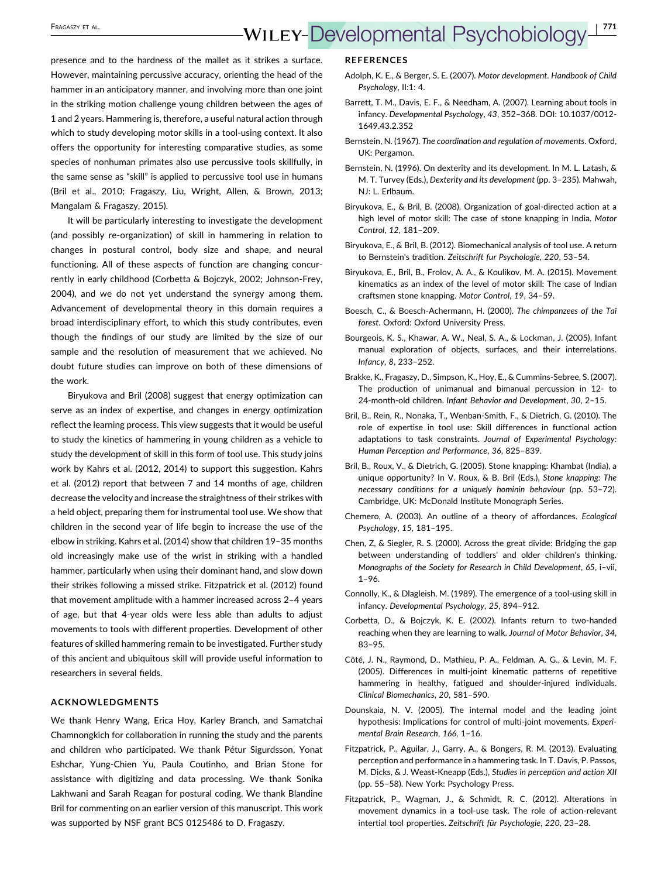presence and to the hardness of the mallet as it strikes a surface. However, maintaining percussive accuracy, orienting the head of the hammer in an anticipatory manner, and involving more than one joint in the striking motion challenge young children between the ages of 1 and 2 years. Hammering is, therefore, a useful natural action through which to study developing motor skills in a tool-using context. It also offers the opportunity for interesting comparative studies, as some species of nonhuman primates also use percussive tools skillfully, in the same sense as "skill" is applied to percussive tool use in humans (Bril et al., 2010; Fragaszy, Liu, Wright, Allen, & Brown, 2013; Mangalam & Fragaszy, 2015).

It will be particularly interesting to investigate the development (and possibly re-organization) of skill in hammering in relation to changes in postural control, body size and shape, and neural functioning. All of these aspects of function are changing concurrently in early childhood (Corbetta & Bojczyk, 2002; Johnson-Frey, 2004), and we do not yet understand the synergy among them. Advancement of developmental theory in this domain requires a broad interdisciplinary effort, to which this study contributes, even though the findings of our study are limited by the size of our sample and the resolution of measurement that we achieved. No doubt future studies can improve on both of these dimensions of the work.

Biryukova and Bril (2008) suggest that energy optimization can serve as an index of expertise, and changes in energy optimization reflect the learning process. This view suggests that it would be useful to study the kinetics of hammering in young children as a vehicle to study the development of skill in this form of tool use. This study joins work by Kahrs et al. (2012, 2014) to support this suggestion. Kahrs et al. (2012) report that between 7 and 14 months of age, children decrease the velocity and increase the straightness of their strikes with a held object, preparing them for instrumental tool use. We show that children in the second year of life begin to increase the use of the elbow in striking. Kahrs et al. (2014) show that children 19–35 months old increasingly make use of the wrist in striking with a handled hammer, particularly when using their dominant hand, and slow down their strikes following a missed strike. Fitzpatrick et al. (2012) found that movement amplitude with a hammer increased across 2–4 years of age, but that 4-year olds were less able than adults to adjust movements to tools with different properties. Development of other features of skilled hammering remain to be investigated. Further study of this ancient and ubiquitous skill will provide useful information to researchers in several fields.

## ACKNOWLEDGMENTS

We thank Henry Wang, Erica Hoy, Karley Branch, and Samatchai Chamnongkich for collaboration in running the study and the parents and children who participated. We thank Pétur Sigurdsson, Yonat Eshchar, Yung-Chien Yu, Paula Coutinho, and Brian Stone for assistance with digitizing and data processing. We thank Sonika Lakhwani and Sarah Reagan for postural coding. We thank Blandine Bril for commenting on an earlier version of this manuscript. This work was supported by NSF grant BCS 0125486 to D. Fragaszy.

## REFERENCES

Adolph, K. E., & Berger, S. E. (2007). *Motor development. Handbook of Child Psychology*, II:1: 4.

Barrett, T. M., Davis, E. F., & Needham, A. (2007). Learning about tools in infancy. *Developmental Psychology*, *43*, 352–368. DOI: 10.1037/0012-1649.43.2.352

Bernstein, N. (1967). *The coordination and regulation of movements*. Oxford, UK: Pergamon.

Bernstein, N. (1996). On dexterity and its development. In M. L. Latash, & M. T. Turvey (Eds.), *Dexterity and its development* (pp. 3–235). Mahwah, NJ: L. Erlbaum.

Biryukova, E., & Bril, B. (2008). Organization of goal-directed action at a high level of motor skill: The case of stone knapping in India. *Motor Control*, *12*, 181–209.

Biryukova, E., & Bril, B. (2012). Biomechanical analysis of tool use. A return to Bernstein's tradition. *Zeitschrift fur Psychologie*, *220*, 53–54.

Biryukova, E., Bril, B., Frolov, A. A., & Koulikov, M. A. (2015). Movement kinematics as an index of the level of motor skill: The case of Indian craftsmen stone knapping. *Motor Control*, *19*, 34–59.

Boesch, C., & Boesch-Achermann, H. (2000). *The chimpanzees of the Taï forest*. Oxford: Oxford University Press.

Bourgeois, K. S., Khawar, A. W., Neal, S. A., & Lockman, J. (2005). Infant manual exploration of objects, surfaces, and their interrelations. *Infancy*, *8*, 233–252.

Brakke, K., Fragaszy, D., Simpson, K., Hoy, E., & Cummins-Sebree, S. (2007). The production of unimanual and bimanual percussion in 12- to 24-month-old children. *Infant Behavior and Development*, *30*, 2–15.

Bril, B., Rein, R., Nonaka, T., Wenban-Smith, F., & Dietrich, G. (2010). The role of expertise in tool use: Skill differences in functional action adaptations to task constraints. *Journal of Experimental Psychology: Human Perception and Performance*, *36*, 825–839.

Bril, B., Roux, V., & Dietrich, G. (2005). Stone knapping: Khambat (India), a unique opportunity? In V. Roux, & B. Bril (Eds.), *Stone knapping: The necessary conditions for a uniquely hominin behaviour* (pp. 53–72). Cambridge, UK: McDonald Institute Monograph Series.

Chemero, A. (2003). An outline of a theory of affordances. *Ecological Psychology*, *15*, 181–195.

Chen, Z, & Siegler, R. S. (2000). Across the great divide: Bridging the gap between understanding of toddlers' and older children's thinking. *Monographs of the Society for Research in Child Development*, *65*, i–vii, 1–96.

Connolly, K., & Dlagleish, M. (1989). The emergence of a tool-using skill in infancy. *Developmental Psychology*, *25*, 894–912.

Corbetta, D., & Bojczyk, K. E. (2002). Infants return to two-handed reaching when they are learning to walk. *Journal of Motor Behavior*, *34*, 83–95.

Côté, J. N., Raymond, D., Mathieu, P. A., Feldman, A. G., & Levin, M. F. (2005). Differences in multi-joint kinematic patterns of repetitive hammering in healthy, fatigued and shoulder-injured individuals. *Clinical Biomechanics*, *20*, 581–590.

Dounskaia, N. V. (2005). The internal model and the leading joint hypothesis: Implications for control of multi-joint movements. *Experimental Brain Research*, *166*, 1–16.

Fitzpatrick, P., Aguilar, J., Garry, A., & Bongers, R. M. (2013). Evaluating perception and performance in a hammering task. In T. Davis, P. Passos, M. Dicks, & J. Weast-Kneapp (Eds.), *Studies in perception and action XII* (pp. 55–58). New York: Psychology Press.

Fitzpatrick, P., Wagman, J., & Schmidt, R. C. (2012). Alterations in movement dynamics in a tool-use task. The role of action-relevant intertial tool properties. *Zeitschrift für Psychologie*, *220*, 23–28.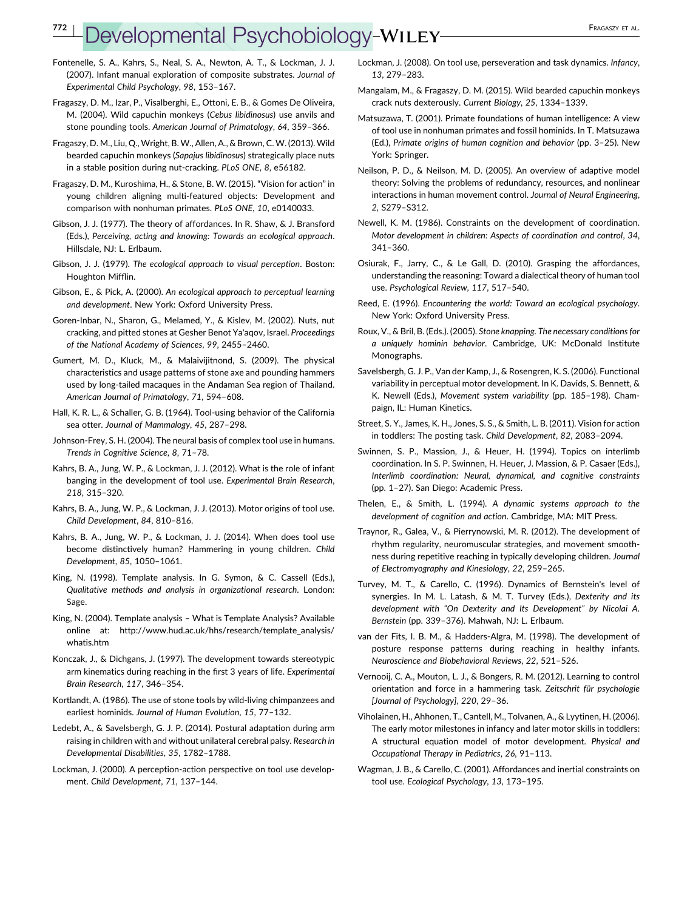Fontenelle, S. A., Kahrs, S., Neal, S. A., Newton, A. T., & Lockman, J. J. (2007). Infant manual exploration of composite substrates. *Journal of Experimental Child Psychology*, *98*, 153–167.

Fragaszy, D. M., Izar, P., Visalberghi, E., Ottoni, E. B., & Gomes De Oliveira, M. (2004). Wild capuchin monkeys (*Cebus libidinosus*) use anvils and stone pounding tools. *American Journal of Primatology*, *64*, 359–366.

Fragaszy, D. M., Liu, Q., Wright, B. W., Allen, A., & Brown, C. W. (2013). Wild bearded capuchin monkeys (*Sapajus libidinosus*) strategically place nuts in a stable position during nut-cracking. *PLoS ONE*, *8*, e56182.

Fragaszy, D. M., Kuroshima, H., & Stone, B. W. (2015). "Vision for action" in young children aligning multi-featured objects: Development and comparison with nonhuman primates. *PLoS ONE*, *10*, e0140033.

Gibson, J. J. (1977). The theory of affordances. In R. Shaw, & J. Bransford (Eds.), *Perceiving, acting and knowing: Towards an ecological approach*. Hillsdale, NJ: L. Erlbaum.

Gibson, J. J. (1979). *The ecological approach to visual perception*. Boston: Houghton Mifflin.

Gibson, E., & Pick, A. (2000). *An ecological approach to perceptual learning and development*. New York: Oxford University Press.

Goren-Inbar, N., Sharon, G., Melamed, Y., & Kislev, M. (2002). Nuts, nut cracking, and pitted stones at Gesher Benot Ya'aqov, Israel. *Proceedings of the National Academy of Sciences*, *99*, 2455–2460.

Gumert, M. D., Kluck, M., & Malaivijitnond, S. (2009). The physical characteristics and usage patterns of stone axe and pounding hammers used by long-tailed macaques in the Andaman Sea region of Thailand. *American Journal of Primatology*, *71*, 594–608.

Hall, K. R. L., & Schaller, G. B. (1964). Tool-using behavior of the California sea otter. *Journal of Mammalogy*, *45*, 287–298.

Johnson-Frey, S. H. (2004). The neural basis of complex tool use in humans. *Trends in Cognitive Science*, *8*, 71–78.

Kahrs, B. A., Jung, W. P., & Lockman, J. J. (2012). What is the role of infant banging in the development of tool use. *Experimental Brain Research*, *218*, 315–320.

Kahrs, B. A., Jung, W. P., & Lockman, J. J. (2013). Motor origins of tool use. *Child Development*, *84*, 810–816.

Kahrs, B. A., Jung, W. P., & Lockman, J. J. (2014). When does tool use become distinctively human? Hammering in young children. *Child Development*, *85*, 1050–1061.

King, N. (1998). Template analysis. In G. Symon, & C. Cassell (Eds.), *Qualitative methods and analysis in organizational research*. London: Sage.

King, N. (2004). Template analysis – What is Template Analysis? Available online at: http://www.hud.ac.uk/hhs/research/template_analysis/whatis.htm

Konczak, J., & Dichgans, J. (1997). The development towards stereotypic arm kinematics during reaching in the first 3 years of life. *Experimental Brain Research*, *117*, 346–354.

Kortlandt, A. (1986). The use of stone tools by wild-living chimpanzees and earliest hominids. *Journal of Human Evolution*, *15*, 77–132.

Ledebt, A., & Savelsbergh, G. J. P. (2014). Postural adaptation during arm raising in children with and without unilateral cerebral palsy. *Research in Developmental Disabilities*, *35*, 1782–1788.

Lockman, J. (2000). A perception-action perspective on tool use development. *Child Development*, *71*, 137–144.

Lockman, J. (2008). On tool use, perseveration and task dynamics. *Infancy*, *13*, 279–283.

Mangalam, M., & Fragaszy, D. M. (2015). Wild bearded capuchin monkeys crack nuts dexterously. *Current Biology*, *25*, 1334–1339.

Matsuzawa, T. (2001). Primate foundations of human intelligence: A view of tool use in nonhuman primates and fossil hominids. In T. Matsuzawa (Ed.), *Primate origins of human cognition and behavior* (pp. 3–25). New York: Springer.

Neilson, P. D., & Neilson, M. D. (2005). An overview of adaptive model theory: Solving the problems of redundancy, resources, and nonlinear interactions in human movement control. *Journal of Neural Engineering*, *2*, S279–S312.

Newell, K. M. (1986). Constraints on the development of coordination. *Motor development in children: Aspects of coordination and control*, *34*, 341–360.

Osiurak, F., Jarry, C., & Le Gall, D. (2010). Grasping the affordances, understanding the reasoning: Toward a dialectical theory of human tool use. *Psychological Review*, *117*, 517–540.

Reed, E. (1996). *Encountering the world: Toward an ecological psychology*. New York: Oxford University Press.

Roux, V., & Bril, B. (Eds.). (2005). *Stone knapping. The necessary conditions for a uniquely hominin behavior*. Cambridge, UK: McDonald Institute Monographs.

Savelsbergh, G. J. P., Van der Kamp, J., & Rosengren, K. S. (2006). Functional variability in perceptual motor development. In K. Davids, S. Bennett, & K. Newell (Eds.), *Movement system variability* (pp. 185–198). Champaign, IL: Human Kinetics.

Street, S. Y., James, K. H., Jones, S. S., & Smith, L. B. (2011). Vision for action in toddlers: The posting task. *Child Development*, *82*, 2083–2094.

Swinnen, S. P., Massion, J., & Heuer, H. (1994). Topics on interlimb coordination. In S. P. Swinnen, H. Heuer, J. Massion, & P. Casaer (Eds.), *Interlimb coordination: Neural, dynamical, and cognitive constraints* (pp. 1–27). San Diego: Academic Press.

Thelen, E., & Smith, L. (1994). *A dynamic systems approach to the development of cognition and action*. Cambridge, MA: MIT Press.

Traynor, R., Galea, V., & Pierrynowski, M. R. (2012). The development of rhythm regularity, neuromuscular strategies, and movement smoothness during repetitive reaching in typically developing children. *Journal of Electromyography and Kinesiology*, *22*, 259–265.

Turvey, M. T., & Carello, C. (1996). Dynamics of Bernstein's level of synergies. In M. L. Latash, & M. T. Turvey (Eds.), *Dexterity and its development with "On Dexterity and Its Development" by Nicolai A. Bernstein* (pp. 339–376). Mahwah, NJ: L. Erlbaum.

van der Fits, I. B. M., & Hadders-Algra, M. (1998). The development of posture response patterns during reaching in healthy infants. *Neuroscience and Biobehavioral Reviews*, *22*, 521–526.

Vernooij, C. A., Mouton, L. J., & Bongers, R. M. (2012). Learning to control orientation and force in a hammering task. *Zeitschrift für psychologie [Journal of Psychology]*, *220*, 29–36.

Viholainen, H., Ahhonen, T., Cantell, M., Tolvanen, A., & Lyytinen, H. (2006). The early motor milestones in infancy and later motor skills in toddlers: A structural equation model of motor development. *Physical and Occupational Therapy in Pediatrics*, *26*, 91–113.

Wagman, J. B., & Carello, C. (2001). Affordances and inertial constraints on tool use. *Ecological Psychology*, *13*, 173–195.